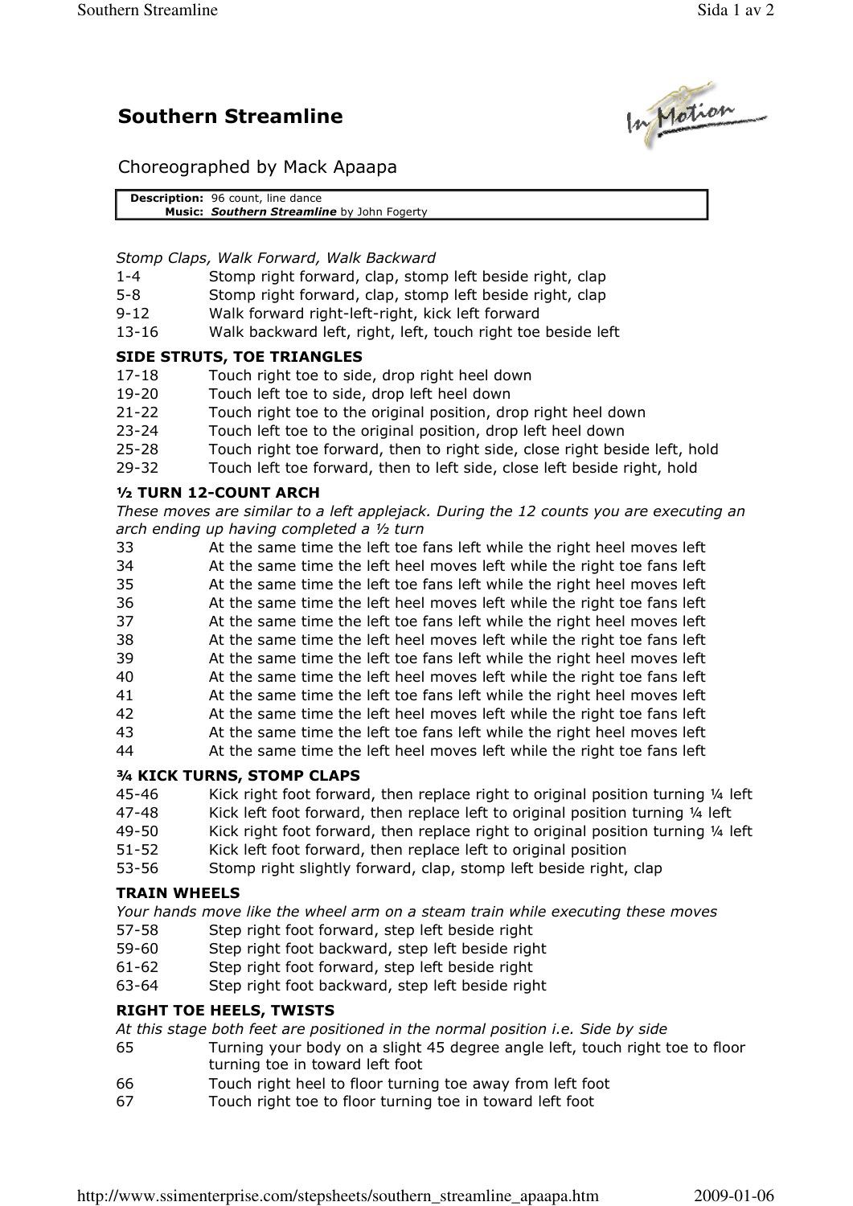# Southern Streamline

Choreographed by Mack Apaapa

**Description:** 96 count, line dance
**Music:** ***Southern Streamline*** by John Fogerty

*Stomp Claps, Walk Forward, Walk Backward*

| | |
|---|---|
| 1-4 | Stomp right forward, clap, stomp left beside right, clap |
| 5-8 | Stomp right forward, clap, stomp left beside right, clap |
| 9-12 | Walk forward right-left-right, kick left forward |
| 13-16 | Walk backward left, right, left, touch right toe beside left |

### SIDE STRUTS, TOE TRIANGLES

| | |
|---|---|
| 17-18 | Touch right toe to side, drop right heel down |
| 19-20 | Touch left toe to side, drop left heel down |
| 21-22 | Touch right toe to the original position, drop right heel down |
| 23-24 | Touch left toe to the original position, drop left heel down |
| 25-28 | Touch right toe forward, then to right side, close right beside left, hold |
| 29-32 | Touch left toe forward, then to left side, close left beside right, hold |

### ½ TURN 12-COUNT ARCH

*These moves are similar to a left applejack. During the 12 counts you are executing an arch ending up having completed a ½ turn*

| | |
|---|---|
| 33 | At the same time the left toe fans left while the right heel moves left |
| 34 | At the same time the left heel moves left while the right toe fans left |
| 35 | At the same time the left toe fans left while the right heel moves left |
| 36 | At the same time the left heel moves left while the right toe fans left |
| 37 | At the same time the left toe fans left while the right heel moves left |
| 38 | At the same time the left heel moves left while the right toe fans left |
| 39 | At the same time the left toe fans left while the right heel moves left |
| 40 | At the same time the left heel moves left while the right toe fans left |
| 41 | At the same time the left toe fans left while the right heel moves left |
| 42 | At the same time the left heel moves left while the right toe fans left |
| 43 | At the same time the left toe fans left while the right heel moves left |
| 44 | At the same time the left heel moves left while the right toe fans left |

### ¾ KICK TURNS, STOMP CLAPS

| | |
|---|---|
| 45-46 | Kick right foot forward, then replace right to original position turning ¼ left |
| 47-48 | Kick left foot forward, then replace left to original position turning ¼ left |
| 49-50 | Kick right foot forward, then replace right to original position turning ¼ left |
| 51-52 | Kick left foot forward, then replace left to original position |
| 53-56 | Stomp right slightly forward, clap, stomp left beside right, clap |

### TRAIN WHEELS

*Your hands move like the wheel arm on a steam train while executing these moves*

| | |
|---|---|
| 57-58 | Step right foot forward, step left beside right |
| 59-60 | Step right foot backward, step left beside right |
| 61-62 | Step right foot forward, step left beside right |
| 63-64 | Step right foot backward, step left beside right |

### RIGHT TOE HEELS, TWISTS

*At this stage both feet are positioned in the normal position i.e. Side by side*

| | |
|---|---|
| 65 | Turning your body on a slight 45 degree angle left, touch right toe to floor turning toe in toward left foot |
| 66 | Touch right heel to floor turning toe away from left foot |
| 67 | Touch right toe to floor turning toe in toward left foot |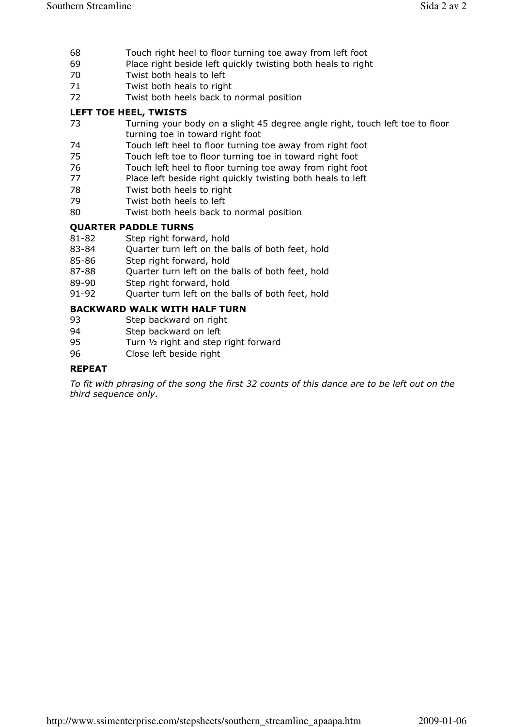| | |
|---|---|
| 68 | Touch right heel to floor turning toe away from left foot |
| 69 | Place right beside left quickly twisting both heals to right |
| 70 | Twist both heals to left |
| 71 | Twist both heals to right |
| 72 | Twist both heels back to normal position |

**LEFT TOE HEEL, TWISTS**

| | |
|---|---|
| 73 | Turning your body on a slight 45 degree angle right, touch left toe to floor turning toe in toward right foot |
| 74 | Touch left heel to floor turning toe away from right foot |
| 75 | Touch left toe to floor turning toe in toward right foot |
| 76 | Touch left heel to floor turning toe away from right foot |
| 77 | Place left beside right quickly twisting both heals to left |
| 78 | Twist both heels to right |
| 79 | Twist both heels to left |
| 80 | Twist both heels back to normal position |

**QUARTER PADDLE TURNS**

| | |
|---|---|
| 81-82 | Step right forward, hold |
| 83-84 | Quarter turn left on the balls of both feet, hold |
| 85-86 | Step right forward, hold |
| 87-88 | Quarter turn left on the balls of both feet, hold |
| 89-90 | Step right forward, hold |
| 91-92 | Quarter turn left on the balls of both feet, hold |

**BACKWARD WALK WITH HALF TURN**

| | |
|---|---|
| 93 | Step backward on right |
| 94 | Step backward on left |
| 95 | Turn ½ right and step right forward |
| 96 | Close left beside right |

**REPEAT**

*To fit with phrasing of the song the first 32 counts of this dance are to be left out on the third sequence only.*